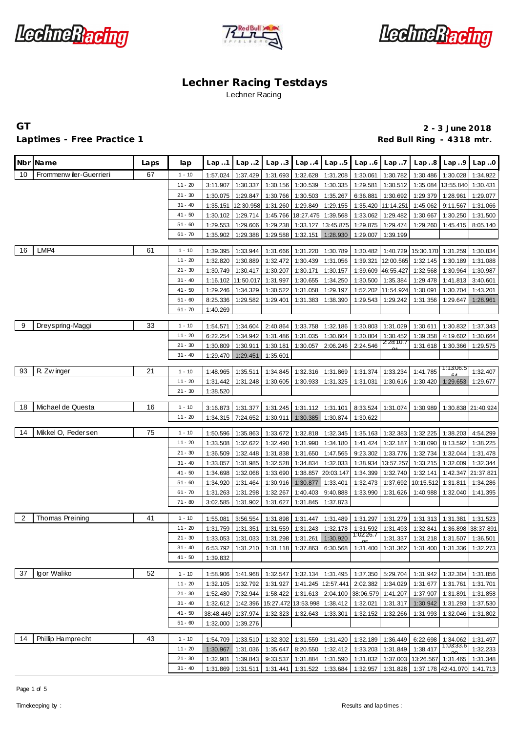# Lechner Racing Testdays

Lechner Racing

**GT**

**Laptimes - Free Practice 1**

**2 - 3 June 2018**

**Red Bull Ring - 4318 mtr.**

| Nbr | Name | Laps | lap | Lap..1 | Lap..2 | Lap..3 | Lap..4 | Lap..5 | Lap..6 | Lap..7 | Lap..8 | Lap..9 | Lap..0 |
|---|---|---|---|---|---|---|---|---|---|---|---|---|---|
| 10 | Frommenwiler-Guerrieri | 67 | 1 - 10 | 1:57.024 | 1:37.429 | 1:31.693 | 1:32.628 | 1:31.208 | 1:30.061 | 1:30.782 | 1:30.486 | 1:30.028 | 1:34.922 |
| | | | 11 - 20 | 3:11.907 | 1:30.337 | 1:30.156 | 1:30.539 | 1:30.335 | 1:29.581 | 1:30.512 | 1:35.084 | 13:55.840 | 1:30.431 |
| | | | 21 - 30 | 1:30.075 | 1:29.847 | 1:30.766 | 1:30.503 | 1:35.267 | 6:36.881 | 1:30.692 | 1:29.379 | 1:28.961 | 1:29.077 |
| | | | 31 - 40 | 1:35.151 | 12:30.958 | 1:31.260 | 1:29.849 | 1:29.155 | 1:35.420 | 11:14.251 | 1:45.062 | 9:11.567 | 1:31.066 |
| | | | 41 - 50 | 1:30.102 | 1:29.714 | 1:45.766 | 18:27.475 | 1:39.568 | 1:33.062 | 1:29.482 | 1:30.667 | 1:30.250 | 1:31.500 |
| | | | 51 - 60 | 1:29.553 | 1:29.606 | 1:29.238 | 1:33.127 | 13:45.875 | 1:29.875 | 1:29.474 | 1:29.260 | 1:45.415 | 8:05.140 |
| | | | 61 - 70 | 1:35.902 | 1:29.388 | 1:29.588 | 1:32.151 | 1:28.930 | 1:29.007 | 1:39.199 | | | |
| 16 | LMP4 | 61 | 1 - 10 | 1:39.395 | 1:33.944 | 1:31.666 | 1:31.220 | 1:30.789 | 1:30.482 | 1:40.729 | 15:30.170 | 1:31.259 | 1:30.834 |
| | | | 11 - 20 | 1:32.820 | 1:30.889 | 1:32.472 | 1:30.439 | 1:31.056 | 1:39.321 | 12:00.565 | 1:32.145 | 1:30.189 | 1:31.088 |
| | | | 21 - 30 | 1:30.749 | 1:30.417 | 1:30.207 | 1:30.171 | 1:30.157 | 1:39.609 | 46:55.427 | 1:32.568 | 1:30.964 | 1:30.987 |
| | | | 31 - 40 | 1:16.102 | 11:50.017 | 1:31.997 | 1:30.655 | 1:34.250 | 1:30.500 | 1:35.384 | 1:29.478 | 1:41.813 | 3:40.601 |
| | | | 41 - 50 | 1:29.246 | 1:34.329 | 1:30.522 | 1:31.058 | 1:29.197 | 1:52.202 | 11:54.924 | 1:30.091 | 1:30.704 | 1:43.201 |
| | | | 51 - 60 | 8:25.336 | 1:29.582 | 1:29.401 | 1:31.383 | 1:38.390 | 1:29.543 | 1:29.242 | 1:31.356 | 1:29.647 | 1:28.961 |
| | | | 61 - 70 | 1:40.269 | | | | | | | | | |
| 9 | Dreyspring-Maggi | 33 | 1 - 10 | 1:54.571 | 1:34.604 | 2:40.864 | 1:33.758 | 1:32.186 | 1:30.803 | 1:31.029 | 1:30.611 | 1:30.832 | 1:37.343 |
| | | | 11 - 20 | 6:22.254 | 1:34.942 | 1:31.486 | 1:31.035 | 1:30.604 | 1:30.804 | 1:30.452 | 1:39.358 | 4:19.602 | 1:30.664 |
| | | | 21 - 30 | 1:30.809 | 1:30.911 | 1:30.181 | 1:30.057 | 2:06.246 | 2:24.546 | 2:28:10.701 | 1:31.618 | 1:30.366 | 1:29.575 |
| | | | 31 - 40 | 1:29.470 | 1:29.451 | 1:35.601 | | | | | | | |
| 93 | R. Zwinger | 21 | 1 - 10 | 1:48.965 | 1:35.511 | 1:34.845 | 1:32.316 | 1:31.869 | 1:31.374 | 1:33.234 | 1:41.785 | 1:13:06.564 | 1:32.407 |
| | | | 11 - 20 | 1:31.442 | 1:31.248 | 1:30.605 | 1:30.933 | 1:31.325 | 1:31.031 | 1:30.616 | 1:30.420 | 1:29.653 | 1:29.677 |
| | | | 21 - 30 | 1:38.520 | | | | | | | | | |
| 18 | Michael de Questa | 16 | 1 - 10 | 3:16.873 | 1:31.377 | 1:31.245 | 1:31.112 | 1:31.101 | 8:33.524 | 1:31.074 | 1:30.989 | 1:30.838 | 21:40.924 |
| | | | 11 - 20 | 1:34.315 | 7:24.652 | 1:30.911 | 1:30.385 | 1:30.874 | 1:30.622 | | | | |
| 14 | Mikkel O. Pedersen | 75 | 1 - 10 | 1:50.596 | 1:35.863 | 1:33.672 | 1:32.818 | 1:32.345 | 1:35.163 | 1:32.383 | 1:32.225 | 1:38.203 | 4:54.299 |
| | | | 11 - 20 | 1:33.508 | 1:32.622 | 1:32.490 | 1:31.990 | 1:34.180 | 1:41.424 | 1:32.187 | 1:38.090 | 8:13.592 | 1:38.225 |
| | | | 21 - 30 | 1:36.509 | 1:32.448 | 1:31.838 | 1:31.650 | 1:47.565 | 9:23.302 | 1:33.776 | 1:32.734 | 1:32.044 | 1:31.478 |
| | | | 31 - 40 | 1:33.057 | 1:31.985 | 1:32.528 | 1:34.834 | 1:32.033 | 1:38.934 | 13:57.257 | 1:33.215 | 1:32.009 | 1:32.344 |
| | | | 41 - 50 | 1:34.698 | 1:32.068 | 1:33.690 | 1:38.857 | 20:03.147 | 1:34.399 | 1:32.740 | 1:32.141 | 1:42.347 | 21:37.821 |
| | | | 51 - 60 | 1:34.920 | 1:31.464 | 1:30.916 | 1:30.877 | 1:33.401 | 1:32.473 | 1:37.692 | 10:15.512 | 1:31.811 | 1:34.286 |
| | | | 61 - 70 | 1:31.263 | 1:31.298 | 1:32.267 | 1:40.403 | 9:40.888 | 1:33.990 | 1:31.626 | 1:40.988 | 1:32.040 | 1:41.395 |
| | | | 71 - 80 | 3:02.585 | 1:31.902 | 1:31.627 | 1:31.845 | 1:37.873 | | | | | |
| 2 | Thomas Preining | 41 | 1 - 10 | 1:55.081 | 3:56.554 | 1:31.898 | 1:31.447 | 1:31.489 | 1:31.297 | 1:31.279 | 1:31.313 | 1:31.381 | 1:31.523 |
| | | | 11 - 20 | 1:31.759 | 1:31.351 | 1:31.559 | 1:31.243 | 1:32.178 | 1:31.592 | 1:31.493 | 1:32.841 | 1:36.898 | 38:37.891 |
| | | | 21 - 30 | 1:33.053 | 1:31.033 | 1:31.298 | 1:31.261 | 1:30.920 | 1:02:26.705 | 1:31.337 | 1:31.218 | 1:31.507 | 1:36.501 |
| | | | 31 - 40 | 6:53.792 | 1:31.210 | 1:31.118 | 1:37.863 | 6:30.568 | 1:31.400 | 1:31.362 | 1:31.400 | 1:31.336 | 1:32.273 |
| | | | 41 - 50 | 1:39.832 | | | | | | | | | |
| 37 | Igor Waliko | 52 | 1 - 10 | 1:58.906 | 1:41.968 | 1:32.547 | 1:32.134 | 1:31.495 | 1:37.350 | 5:29.704 | 1:31.942 | 1:32.304 | 1:31.856 |
| | | | 11 - 20 | 1:32.105 | 1:32.792 | 1:31.927 | 1:41.245 | 12:57.441 | 2:02.382 | 1:34.029 | 1:31.677 | 1:31.761 | 1:31.701 |
| | | | 21 - 30 | 1:52.480 | 7:32.944 | 1:58.422 | 1:31.613 | 2:04.100 | 38:06.579 | 1:41.207 | 1:37.907 | 1:31.891 | 1:31.858 |
| | | | 31 - 40 | 1:32.612 | 1:42.396 | 15:27.472 | 13:53.998 | 1:38.412 | 1:32.021 | 1:31.317 | 1:30.942 | 1:31.293 | 1:37.530 |
| | | | 41 - 50 | 38:48.449 | 1:37.974 | 1:32.323 | 1:32.643 | 1:33.301 | 1:32.152 | 1:32.266 | 1:31.993 | 1:32.046 | 1:31.802 |
| | | | 51 - 60 | 1:32.000 | 1:39.276 | | | | | | | | |
| 14 | Phillip Hamprecht | 43 | 1 - 10 | 1:54.709 | 1:33.510 | 1:32.302 | 1:31.559 | 1:31.420 | 1:32.189 | 1:36.449 | 6:22.698 | 1:34.062 | 1:31.497 |
| | | | 11 - 20 | 1:30.967 | 1:31.036 | 1:35.647 | 8:20.550 | 1:32.412 | 1:33.203 | 1:31.849 | 1:38.417 | 1:03:33.600 | 1:32.233 |
| | | | 21 - 30 | 1:32.901 | 1:39.843 | 9:33.537 | 1:31.884 | 1:31.590 | 1:31.832 | 1:37.003 | 13:26.567 | 1:31.465 | 1:31.348 |
| | | | 31 - 40 | 1:31.869 | 1:31.511 | 1:31.441 | 1:31.522 | 1:33.684 | 1:32.957 | 1:31.828 | 1:37.178 | 42:41.070 | 1:41.713 |

Timekeeping by :

Results and lap times :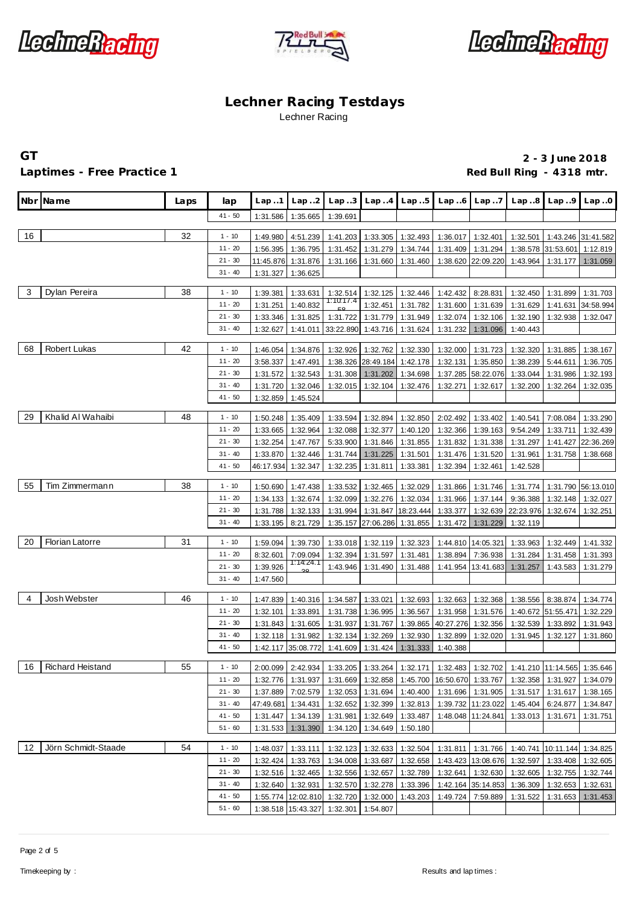# Lechner Racing Testdays

Lechner Racing

**GT** — **2 - 3 June 2018**

**Laptimes - Free Practice 1** — **Red Bull Ring - 4318 mtr.**

| Nbr | Name | Laps | lap | Lap..1 | Lap..2 | Lap..3 | Lap..4 | Lap..5 | Lap..6 | Lap..7 | Lap..8 | Lap..9 | Lap..0 |
|---|---|---|---|---|---|---|---|---|---|---|---|---|---|
| | | | 41 - 50 | 1:31.586 | 1:35.665 | 1:39.691 | | | | | | | |
| 16 | | 32 | 1 - 10 | 1:49.980 | 4:51.239 | 1:41.203 | 1:33.305 | 1:32.493 | 1:36.017 | 1:32.401 | 1:32.501 | 1:43.246 | 31:41.582 |
| | | | 11 - 20 | 1:56.395 | 1:36.795 | 1:31.452 | 1:31.279 | 1:34.744 | 1:31.409 | 1:31.294 | 1:38.578 | 31:53.601 | 1:12.819 |
| | | | 21 - 30 | 11:45.876 | 1:31.876 | 1:31.166 | 1:31.660 | 1:31.460 | 1:38.620 | 22:09.220 | 1:43.964 | 1:31.177 | 1:31.059 |
| | | | 31 - 40 | 1:31.327 | 1:36.625 | | | | | | | | |
| 3 | Dylan Pereira | 38 | 1 - 10 | 1:39.381 | 1:33.631 | 1:32.514 | 1:32.125 | 1:32.446 | 1:42.432 | 8:28.831 | 1:32.450 | 1:31.899 | 1:31.703 |
| | | | 11 - 20 | 1:31.251 | 1:40.832 | 1:10:17.458 | 1:32.451 | 1:31.782 | 1:31.600 | 1:31.639 | 1:31.629 | 1:41.631 | 34:58.994 |
| | | | 21 - 30 | 1:33.346 | 1:31.825 | 1:31.722 | 1:31.779 | 1:31.949 | 1:32.074 | 1:32.106 | 1:32.190 | 1:32.938 | 1:32.047 |
| | | | 31 - 40 | 1:32.627 | 1:41.011 | 33:22.890 | 1:43.716 | 1:31.624 | 1:31.232 | 1:31.096 | 1:40.443 | | |
| 68 | Robert Lukas | 42 | 1 - 10 | 1:46.054 | 1:34.876 | 1:32.926 | 1:32.762 | 1:32.330 | 1:32.000 | 1:31.723 | 1:32.320 | 1:31.885 | 1:38.167 |
| | | | 11 - 20 | 3:58.337 | 1:47.491 | 1:38.326 | 28:49.184 | 1:42.178 | 1:32.131 | 1:35.850 | 1:38.239 | 5:44.611 | 1:36.705 |
| | | | 21 - 30 | 1:31.572 | 1:32.543 | 1:31.308 | 1:31.202 | 1:34.698 | 1:37.285 | 58:22.076 | 1:33.044 | 1:31.986 | 1:32.193 |
| | | | 31 - 40 | 1:31.720 | 1:32.046 | 1:32.015 | 1:32.104 | 1:32.476 | 1:32.271 | 1:32.617 | 1:32.200 | 1:32.264 | 1:32.035 |
| | | | 41 - 50 | 1:32.859 | 1:45.524 | | | | | | | | |
| 29 | Khalid Al Wahaibi | 48 | 1 - 10 | 1:50.248 | 1:35.409 | 1:33.594 | 1:32.894 | 1:32.850 | 2:02.492 | 1:33.402 | 1:40.541 | 7:08.084 | 1:33.290 |
| | | | 11 - 20 | 1:33.665 | 1:32.964 | 1:32.088 | 1:32.377 | 1:40.120 | 1:32.366 | 1:39.163 | 9:54.249 | 1:33.711 | 1:32.439 |
| | | | 21 - 30 | 1:32.254 | 1:47.767 | 5:33.900 | 1:31.846 | 1:31.855 | 1:31.832 | 1:31.338 | 1:31.297 | 1:41.427 | 22:36.269 |
| | | | 31 - 40 | 1:33.870 | 1:32.446 | 1:31.744 | 1:31.225 | 1:31.501 | 1:31.476 | 1:31.520 | 1:31.961 | 1:31.758 | 1:38.668 |
| | | | 41 - 50 | 46:17.934 | 1:32.347 | 1:32.235 | 1:31.811 | 1:33.381 | 1:32.394 | 1:32.461 | 1:42.528 | | |
| 55 | Tim Zimmermann | 38 | 1 - 10 | 1:50.690 | 1:47.438 | 1:33.532 | 1:32.465 | 1:32.029 | 1:31.866 | 1:31.746 | 1:31.774 | 1:31.790 | 56:13.010 |
| | | | 11 - 20 | 1:34.133 | 1:32.674 | 1:32.099 | 1:32.276 | 1:32.034 | 1:31.966 | 1:37.144 | 9:36.388 | 1:32.148 | 1:32.027 |
| | | | 21 - 30 | 1:31.788 | 1:32.133 | 1:31.994 | 1:31.847 | 18:23.444 | 1:33.377 | 1:32.639 | 22:23.976 | 1:32.674 | 1:32.251 |
| | | | 31 - 40 | 1:33.195 | 8:21.729 | 1:35.157 | 27:06.286 | 1:31.855 | 1:31.472 | 1:31.229 | 1:32.119 | | |
| 20 | Florian Latorre | 31 | 1 - 10 | 1:59.094 | 1:39.730 | 1:33.018 | 1:32.119 | 1:32.323 | 1:44.810 | 14:05.321 | 1:33.963 | 1:32.449 | 1:41.332 |
| | | | 11 - 20 | 8:32.601 | 7:09.094 | 1:32.394 | 1:31.597 | 1:31.481 | 1:38.894 | 7:36.938 | 1:31.284 | 1:31.458 | 1:31.393 |
| | | | 21 - 30 | 1:39.926 | 1:14:24.138 | 1:43.946 | 1:31.490 | 1:31.488 | 1:41.954 | 13:41.683 | 1:31.257 | 1:43.583 | 1:31.279 |
| | | | 31 - 40 | 1:47.560 | | | | | | | | | |
| 4 | Josh Webster | 46 | 1 - 10 | 1:47.839 | 1:40.316 | 1:34.587 | 1:33.021 | 1:32.693 | 1:32.663 | 1:32.368 | 1:38.556 | 8:38.874 | 1:34.774 |
| | | | 11 - 20 | 1:32.101 | 1:33.891 | 1:31.738 | 1:36.995 | 1:36.567 | 1:31.958 | 1:31.576 | 1:40.672 | 51:55.471 | 1:32.229 |
| | | | 21 - 30 | 1:31.843 | 1:31.605 | 1:31.937 | 1:31.767 | 1:39.865 | 40:27.276 | 1:32.356 | 1:32.539 | 1:33.892 | 1:31.943 |
| | | | 31 - 40 | 1:32.118 | 1:31.982 | 1:32.134 | 1:32.269 | 1:32.930 | 1:32.899 | 1:32.020 | 1:31.945 | 1:32.127 | 1:31.860 |
| | | | 41 - 50 | 1:42.117 | 35:08.772 | 1:41.609 | 1:31.424 | 1:31.333 | 1:40.388 | | | | |
| 16 | Richard Heistand | 55 | 1 - 10 | 2:00.099 | 2:42.934 | 1:33.205 | 1:33.264 | 1:32.171 | 1:32.483 | 1:32.702 | 1:41.210 | 11:14.565 | 1:35.646 |
| | | | 11 - 20 | 1:32.776 | 1:31.937 | 1:31.669 | 1:32.858 | 1:45.700 | 16:50.670 | 1:33.767 | 1:32.358 | 1:31.927 | 1:34.079 |
| | | | 21 - 30 | 1:37.889 | 7:02.579 | 1:32.053 | 1:31.694 | 1:40.400 | 1:31.696 | 1:31.905 | 1:31.517 | 1:31.617 | 1:38.165 |
| | | | 31 - 40 | 47:49.681 | 1:34.431 | 1:32.652 | 1:32.399 | 1:32.813 | 1:39.732 | 11:23.022 | 1:45.404 | 6:24.877 | 1:34.847 |
| | | | 41 - 50 | 1:31.447 | 1:34.139 | 1:31.981 | 1:32.649 | 1:33.487 | 1:48.048 | 11:24.841 | 1:33.013 | 1:31.671 | 1:31.751 |
| | | | 51 - 60 | 1:31.533 | 1:31.390 | 1:34.120 | 1:34.649 | 1:50.180 | | | | | |
| 12 | Jörn Schmidt-Staade | 54 | 1 - 10 | 1:48.037 | 1:33.111 | 1:32.123 | 1:32.633 | 1:32.504 | 1:31.811 | 1:31.766 | 1:40.741 | 10:11.144 | 1:34.825 |
| | | | 11 - 20 | 1:32.424 | 1:33.763 | 1:34.008 | 1:33.687 | 1:32.658 | 1:43.423 | 13:08.676 | 1:32.597 | 1:33.408 | 1:32.605 |
| | | | 21 - 30 | 1:32.516 | 1:32.465 | 1:32.556 | 1:32.657 | 1:32.789 | 1:32.641 | 1:32.630 | 1:32.605 | 1:32.755 | 1:32.744 |
| | | | 31 - 40 | 1:32.640 | 1:32.931 | 1:32.570 | 1:32.278 | 1:33.396 | 1:42.164 | 35:14.853 | 1:36.309 | 1:32.653 | 1:32.631 |
| | | | 41 - 50 | 1:55.774 | 12:02.810 | 1:32.720 | 1:32.000 | 1:43.203 | 1:49.724 | 7:59.889 | 1:31.522 | 1:31.653 | 1:31.453 |
| | | | 51 - 60 | 1:38.518 | 15:43.327 | 1:32.301 | 1:54.807 | | | | | | |

Timekeeping by : Results and lap times :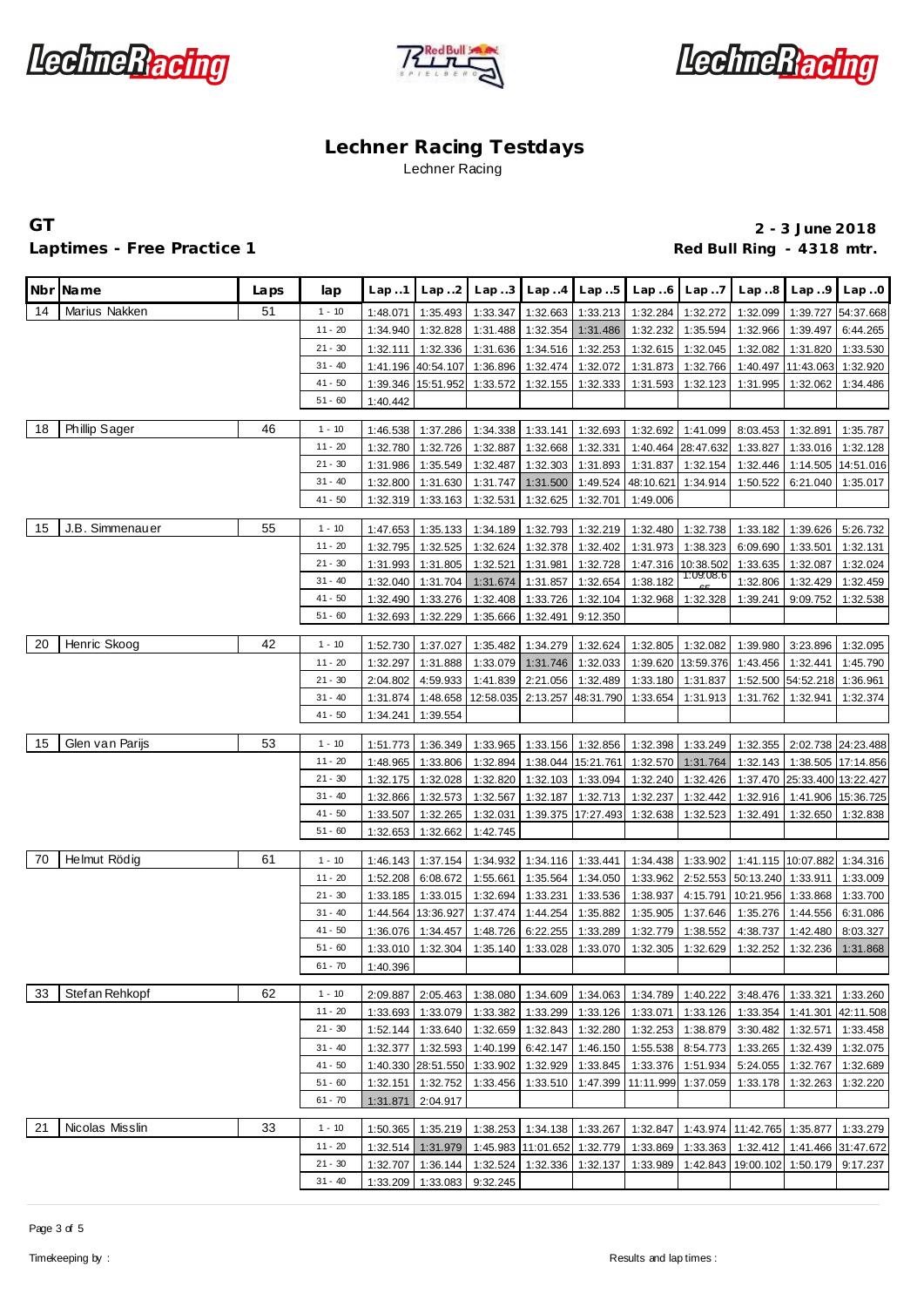# Lechner Racing Testdays

Lechner Racing

**GT**

**Laptimes - Free Practice 1**

**2 - 3 June 2018**

**Red Bull Ring - 4318 mtr.**

| Nbr | Name | Laps | lap | Lap..1 | Lap..2 | Lap..3 | Lap..4 | Lap..5 | Lap..6 | Lap..7 | Lap..8 | Lap..9 | Lap..0 |
|---|---|---|---|---|---|---|---|---|---|---|---|---|---|
| 14 | Marius Nakken | 51 | 1 - 10 | 1:48.071 | 1:35.493 | 1:33.347 | 1:32.663 | 1:33.213 | 1:32.284 | 1:32.272 | 1:32.099 | 1:39.727 | 54:37.668 |
| | | | 11 - 20 | 1:34.940 | 1:32.828 | 1:31.488 | 1:32.354 | 1:31.486 | 1:32.232 | 1:35.594 | 1:32.966 | 1:39.497 | 6:44.265 |
| | | | 21 - 30 | 1:32.111 | 1:32.336 | 1:31.636 | 1:34.516 | 1:32.253 | 1:32.615 | 1:32.045 | 1:32.082 | 1:31.820 | 1:33.530 |
| | | | 31 - 40 | 1:41.196 | 40:54.107 | 1:36.896 | 1:32.474 | 1:32.072 | 1:31.873 | 1:32.766 | 1:40.497 | 11:43.063 | 1:32.920 |
| | | | 41 - 50 | 1:39.346 | 15:51.952 | 1:33.572 | 1:32.155 | 1:32.333 | 1:31.593 | 1:32.123 | 1:31.995 | 1:32.062 | 1:34.486 |
| | | | 51 - 60 | 1:40.442 | | | | | | | | | |
| 18 | Phillip Sager | 46 | 1 - 10 | 1:46.538 | 1:37.286 | 1:34.338 | 1:33.141 | 1:32.693 | 1:32.692 | 1:41.099 | 8:03.453 | 1:32.891 | 1:35.787 |
| | | | 11 - 20 | 1:32.780 | 1:32.726 | 1:32.887 | 1:32.668 | 1:32.331 | 1:40.464 | 28:47.632 | 1:33.827 | 1:33.016 | 1:32.128 |
| | | | 21 - 30 | 1:31.986 | 1:35.549 | 1:32.487 | 1:32.303 | 1:31.893 | 1:31.837 | 1:32.154 | 1:32.446 | 1:14.505 | 14:51.016 |
| | | | 31 - 40 | 1:32.800 | 1:31.630 | 1:31.747 | 1:31.500 | 1:49.524 | 48:10.621 | 1:34.914 | 1:50.522 | 6:21.040 | 1:35.017 |
| | | | 41 - 50 | 1:32.319 | 1:33.163 | 1:32.531 | 1:32.625 | 1:32.701 | 1:49.006 | | | | |
| 15 | J.B. Simmenauer | 55 | 1 - 10 | 1:47.653 | 1:35.133 | 1:34.189 | 1:32.793 | 1:32.219 | 1:32.480 | 1:32.738 | 1:33.182 | 1:39.626 | 5:26.732 |
| | | | 11 - 20 | 1:32.795 | 1:32.525 | 1:32.624 | 1:32.378 | 1:32.402 | 1:31.973 | 1:38.323 | 6:09.690 | 1:33.501 | 1:32.131 |
| | | | 21 - 30 | 1:31.993 | 1:31.805 | 1:32.521 | 1:31.981 | 1:32.728 | 1:47.316 | 10:38.502 | 1:33.635 | 1:32.087 | 1:32.024 |
| | | | 31 - 40 | 1:32.040 | 1:31.704 | 1:31.674 | 1:31.857 | 1:32.654 | 1:38.182 | 1:09:08.6 | 1:32.806 | 1:32.429 | 1:32.459 |
| | | | 41 - 50 | 1:32.490 | 1:33.276 | 1:32.408 | 1:33.726 | 1:32.104 | 1:32.968 | 1:32.328 | 1:39.241 | 9:09.752 | 1:32.538 |
| | | | 51 - 60 | 1:32.693 | 1:32.229 | 1:35.666 | 1:32.491 | 9:12.350 | | | | | |
| 20 | Henric Skoog | 42 | 1 - 10 | 1:52.730 | 1:37.027 | 1:35.482 | 1:34.279 | 1:32.624 | 1:32.805 | 1:32.082 | 1:39.980 | 3:23.896 | 1:32.095 |
| | | | 11 - 20 | 1:32.297 | 1:31.888 | 1:33.079 | 1:31.746 | 1:32.033 | 1:39.620 | 13:59.376 | 1:43.456 | 1:32.441 | 1:45.790 |
| | | | 21 - 30 | 2:04.802 | 4:59.933 | 1:41.839 | 2:21.056 | 1:32.489 | 1:33.180 | 1:31.837 | 1:52.500 | 54:52.218 | 1:36.961 |
| | | | 31 - 40 | 1:31.874 | 1:48.658 | 12:58.035 | 2:13.257 | 48:31.790 | 1:33.654 | 1:31.913 | 1:31.762 | 1:32.941 | 1:32.374 |
| | | | 41 - 50 | 1:34.241 | 1:39.554 | | | | | | | | |
| 15 | Glen van Parijs | 53 | 1 - 10 | 1:51.773 | 1:36.349 | 1:33.965 | 1:33.156 | 1:32.856 | 1:32.398 | 1:33.249 | 1:32.355 | 2:02.738 | 24:23.488 |
| | | | 11 - 20 | 1:48.965 | 1:33.806 | 1:32.894 | 1:38.044 | 15:21.761 | 1:32.570 | 1:31.764 | 1:32.143 | 1:38.505 | 17:14.856 |
| | | | 21 - 30 | 1:32.175 | 1:32.028 | 1:32.820 | 1:32.103 | 1:33.094 | 1:32.240 | 1:32.426 | 1:37.470 | 25:33.400 | 13:22.427 |
| | | | 31 - 40 | 1:32.866 | 1:32.573 | 1:32.567 | 1:32.187 | 1:32.713 | 1:32.237 | 1:32.442 | 1:32.916 | 1:41.906 | 15:36.725 |
| | | | 41 - 50 | 1:33.507 | 1:32.265 | 1:32.031 | 1:39.375 | 17:27.493 | 1:32.638 | 1:32.523 | 1:32.491 | 1:32.650 | 1:32.838 |
| | | | 51 - 60 | 1:32.653 | 1:32.662 | 1:42.745 | | | | | | | |
| 70 | Helmut Rödig | 61 | 1 - 10 | 1:46.143 | 1:37.154 | 1:34.932 | 1:34.116 | 1:33.441 | 1:34.438 | 1:33.902 | 1:41.115 | 10:07.882 | 1:34.316 |
| | | | 11 - 20 | 1:52.208 | 6:08.672 | 1:55.661 | 1:35.564 | 1:34.050 | 1:33.962 | 2:52.553 | 50:13.240 | 1:33.911 | 1:33.009 |
| | | | 21 - 30 | 1:33.185 | 1:33.015 | 1:32.694 | 1:33.231 | 1:33.536 | 1:38.937 | 4:15.791 | 10:21.956 | 1:33.868 | 1:33.700 |
| | | | 31 - 40 | 1:44.564 | 13:36.927 | 1:37.474 | 1:44.254 | 1:35.882 | 1:35.905 | 1:37.646 | 1:35.276 | 1:44.556 | 6:31.086 |
| | | | 41 - 50 | 1:36.076 | 1:34.457 | 1:48.726 | 6:22.255 | 1:33.289 | 1:32.779 | 1:38.552 | 4:38.737 | 1:42.480 | 8:03.327 |
| | | | 51 - 60 | 1:33.010 | 1:32.304 | 1:35.140 | 1:33.028 | 1:33.070 | 1:32.305 | 1:32.629 | 1:32.252 | 1:32.236 | 1:31.868 |
| | | | 61 - 70 | 1:40.396 | | | | | | | | | |
| 33 | Stefan Rehkopf | 62 | 1 - 10 | 2:09.887 | 2:05.463 | 1:38.080 | 1:34.609 | 1:34.063 | 1:34.789 | 1:40.222 | 3:48.476 | 1:33.321 | 1:33.260 |
| | | | 11 - 20 | 1:33.693 | 1:33.079 | 1:33.382 | 1:33.299 | 1:33.126 | 1:33.071 | 1:33.126 | 1:33.354 | 1:41.301 | 42:11.508 |
| | | | 21 - 30 | 1:52.144 | 1:33.640 | 1:32.659 | 1:32.843 | 1:32.280 | 1:32.253 | 1:38.879 | 3:30.482 | 1:32.571 | 1:33.458 |
| | | | 31 - 40 | 1:32.377 | 1:32.593 | 1:40.199 | 6:42.147 | 1:46.150 | 1:55.538 | 8:54.773 | 1:33.265 | 1:32.439 | 1:32.075 |
| | | | 41 - 50 | 1:40.330 | 28:51.550 | 1:33.902 | 1:32.929 | 1:33.845 | 1:33.376 | 1:51.934 | 5:24.055 | 1:32.767 | 1:32.689 |
| | | | 51 - 60 | 1:32.151 | 1:32.752 | 1:33.456 | 1:33.510 | 1:47.399 | 11:11.999 | 1:37.059 | 1:33.178 | 1:32.263 | 1:32.220 |
| | | | 61 - 70 | 1:31.871 | 2:04.917 | | | | | | | | |
| 21 | Nicolas Misslin | 33 | 1 - 10 | 1:50.365 | 1:35.219 | 1:38.253 | 1:34.138 | 1:33.267 | 1:32.847 | 1:43.974 | 11:42.765 | 1:35.877 | 1:33.279 |
| | | | 11 - 20 | 1:32.514 | 1:31.979 | 1:45.983 | 11:01.652 | 1:32.779 | 1:33.869 | 1:33.363 | 1:32.412 | 1:41.466 | 31:47.672 |
| | | | 21 - 30 | 1:32.707 | 1:36.144 | 1:32.524 | 1:32.336 | 1:32.137 | 1:33.989 | 1:42.843 | 19:00.102 | 1:50.179 | 9:17.237 |
| | | | 31 - 40 | 1:33.209 | 1:33.083 | 9:32.245 | | | | | | | |

Timekeeping by :

Results and lap times :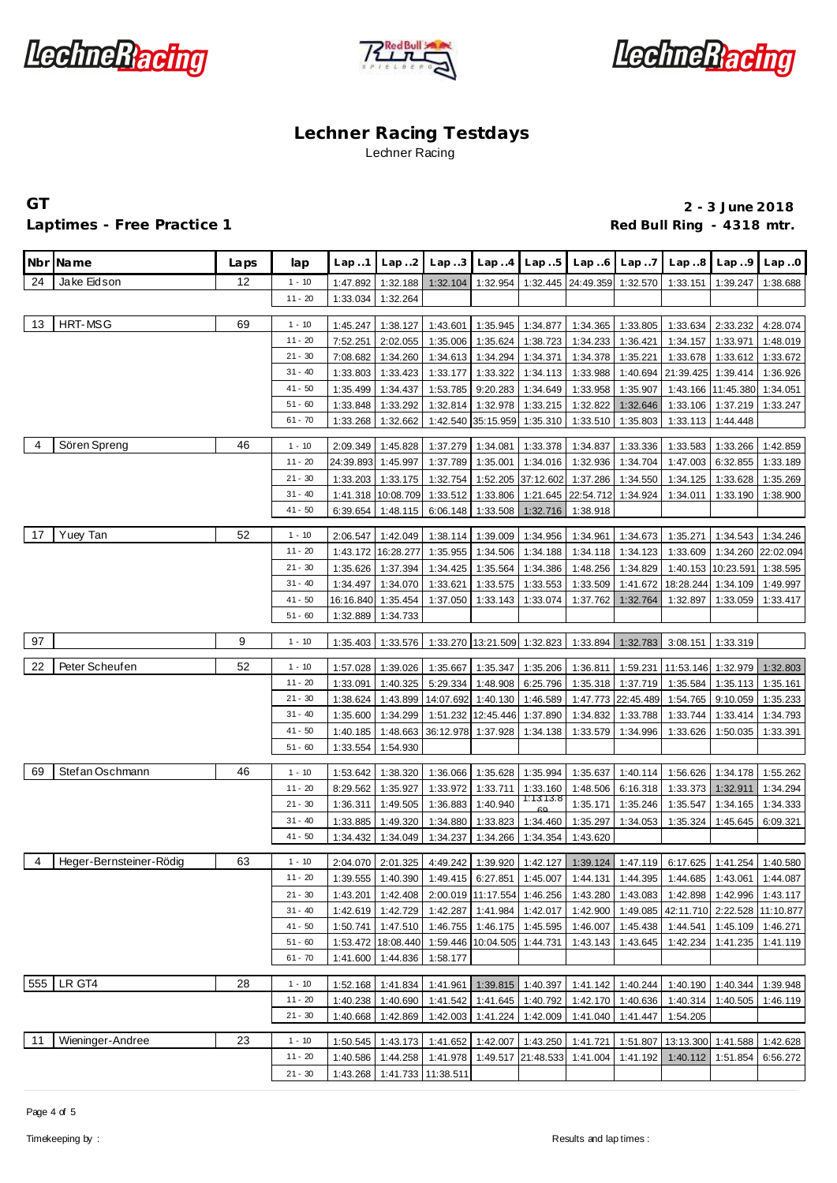# Lechner Racing Testdays

Lechner Racing

## GT

**Laptimes - Free Practice 1**

**2 - 3 June 2018**

**Red Bull Ring - 4318 mtr.**

| Nbr | Name | Laps | lap | Lap..1 | Lap..2 | Lap..3 | Lap..4 | Lap..5 | Lap..6 | Lap..7 | Lap..8 | Lap..9 | Lap..0 |
|---|---|---|---|---|---|---|---|---|---|---|---|---|---|
| 24 | Jake Eidson | 12 | 1 - 10 | 1:47.892 | 1:32.188 | 1:32.104 | 1:32.954 | 1:32.445 | 24:49.359 | 1:32.570 | 1:33.151 | 1:39.247 | 1:38.688 |
| | | | 11 - 20 | 1:33.034 | 1:32.264 | | | | | | | | |
| 13 | HRT-MSG | 69 | 1 - 10 | 1:45.247 | 1:38.127 | 1:43.601 | 1:35.945 | 1:34.877 | 1:34.365 | 1:33.805 | 1:33.634 | 2:33.232 | 4:28.074 |
| | | | 11 - 20 | 7:52.251 | 2:02.055 | 1:35.006 | 1:35.624 | 1:38.723 | 1:34.233 | 1:36.421 | 1:34.157 | 1:33.971 | 1:48.019 |
| | | | 21 - 30 | 7:08.682 | 1:34.260 | 1:34.613 | 1:34.294 | 1:34.371 | 1:34.378 | 1:35.221 | 1:33.678 | 1:33.612 | 1:33.672 |
| | | | 31 - 40 | 1:33.803 | 1:33.423 | 1:33.177 | 1:33.322 | 1:34.113 | 1:33.988 | 1:40.694 | 21:39.425 | 1:39.414 | 1:36.926 |
| | | | 41 - 50 | 1:35.499 | 1:34.437 | 1:53.785 | 9:20.283 | 1:34.649 | 1:33.958 | 1:35.907 | 1:43.166 | 11:45.380 | 1:34.051 |
| | | | 51 - 60 | 1:33.848 | 1:33.292 | 1:32.814 | 1:32.978 | 1:33.215 | 1:32.822 | 1:32.646 | 1:33.106 | 1:37.219 | 1:33.247 |
| | | | 61 - 70 | 1:33.268 | 1:32.662 | 1:42.540 | 35:15.959 | 1:35.310 | 1:33.510 | 1:35.803 | 1:33.113 | 1:44.448 | |
| 4 | Sören Spreng | 46 | 1 - 10 | 2:09.349 | 1:45.828 | 1:37.279 | 1:34.081 | 1:33.378 | 1:34.837 | 1:33.336 | 1:33.583 | 1:33.266 | 1:42.859 |
| | | | 11 - 20 | 24:39.893 | 1:45.997 | 1:37.789 | 1:35.001 | 1:34.016 | 1:32.936 | 1:34.704 | 1:47.003 | 6:32.855 | 1:33.189 |
| | | | 21 - 30 | 1:33.203 | 1:33.175 | 1:32.754 | 1:52.205 | 37:12.602 | 1:37.286 | 1:34.550 | 1:34.125 | 1:33.628 | 1:35.269 |
| | | | 31 - 40 | 1:41.318 | 10:08.709 | 1:33.512 | 1:33.806 | 1:21.645 | 22:54.712 | 1:34.924 | 1:34.011 | 1:33.190 | 1:38.900 |
| | | | 41 - 50 | 6:39.654 | 1:48.115 | 6:06.148 | 1:33.508 | 1:32.716 | 1:38.918 | | | | |
| 17 | Yuey Tan | 52 | 1 - 10 | 2:06.547 | 1:42.049 | 1:38.114 | 1:39.009 | 1:34.956 | 1:34.961 | 1:34.673 | 1:35.271 | 1:34.543 | 1:34.246 |
| | | | 11 - 20 | 1:43.172 | 16:28.277 | 1:35.955 | 1:34.506 | 1:34.188 | 1:34.118 | 1:34.123 | 1:33.609 | 1:34.260 | 22:02.094 |
| | | | 21 - 30 | 1:35.626 | 1:37.394 | 1:34.425 | 1:35.564 | 1:34.386 | 1:48.256 | 1:34.829 | 1:40.153 | 10:23.591 | 1:38.595 |
| | | | 31 - 40 | 1:34.497 | 1:34.070 | 1:33.621 | 1:33.575 | 1:33.553 | 1:33.509 | 1:41.672 | 18:28.244 | 1:34.109 | 1:49.997 |
| | | | 41 - 50 | 16:16.840 | 1:35.454 | 1:37.050 | 1:33.143 | 1:33.074 | 1:37.762 | 1:32.764 | 1:32.897 | 1:33.059 | 1:33.417 |
| | | | 51 - 60 | 1:32.889 | 1:34.733 | | | | | | | | |
| 97 | | 9 | 1 - 10 | 1:35.403 | 1:33.576 | 1:33.270 | 13:21.509 | 1:32.823 | 1:33.894 | 1:32.783 | 3:08.151 | 1:33.319 | |
| 22 | Peter Scheufen | 52 | 1 - 10 | 1:57.028 | 1:39.026 | 1:35.667 | 1:35.347 | 1:35.206 | 1:36.811 | 1:59.231 | 11:53.146 | 1:32.979 | 1:32.803 |
| | | | 11 - 20 | 1:33.091 | 1:40.325 | 5:29.334 | 1:48.908 | 6:25.796 | 1:35.318 | 1:37.719 | 1:35.584 | 1:35.113 | 1:35.161 |
| | | | 21 - 30 | 1:38.624 | 1:43.899 | 14:07.692 | 1:40.130 | 1:46.589 | 1:47.773 | 22:45.489 | 1:54.765 | 9:10.059 | 1:35.233 |
| | | | 31 - 40 | 1:35.600 | 1:34.299 | 1:51.232 | 12:45.446 | 1:37.890 | 1:34.832 | 1:33.788 | 1:33.744 | 1:33.414 | 1:34.793 |
| | | | 41 - 50 | 1:40.185 | 1:48.663 | 36:12.978 | 1:37.928 | 1:34.138 | 1:33.579 | 1:34.996 | 1:33.626 | 1:50.035 | 1:33.391 |
| | | | 51 - 60 | 1:33.554 | 1:54.930 | | | | | | | | |
| 69 | Stefan Oschmann | 46 | 1 - 10 | 1:53.642 | 1:38.320 | 1:36.066 | 1:35.628 | 1:35.994 | 1:35.637 | 1:40.114 | 1:56.626 | 1:34.178 | 1:55.262 |
| | | | 11 - 20 | 8:29.562 | 1:35.927 | 1:33.972 | 1:33.711 | 1:33.160 | 1:48.506 | 6:16.318 | 1:33.373 | 1:32.911 | 1:34.294 |
| | | | 21 - 30 | 1:36.311 | 1:49.505 | 1:36.883 | 1:40.940 | 1:13:13.869 | 1:35.171 | 1:35.246 | 1:35.547 | 1:34.165 | 1:34.333 |
| | | | 31 - 40 | 1:33.885 | 1:49.320 | 1:34.880 | 1:33.823 | 1:34.460 | 1:35.297 | 1:34.053 | 1:35.324 | 1:45.645 | 6:09.321 |
| | | | 41 - 50 | 1:34.432 | 1:34.049 | 1:34.237 | 1:34.266 | 1:34.354 | 1:43.620 | | | | |
| 4 | Heger-Bernsteiner-Rödig | 63 | 1 - 10 | 2:04.070 | 2:01.325 | 4:49.242 | 1:39.920 | 1:42.127 | 1:39.124 | 1:47.119 | 6:17.625 | 1:41.254 | 1:40.580 |
| | | | 11 - 20 | 1:39.555 | 1:40.390 | 1:49.415 | 6:27.851 | 1:45.007 | 1:44.131 | 1:44.395 | 1:44.685 | 1:43.061 | 1:44.087 |
| | | | 21 - 30 | 1:43.201 | 1:42.408 | 2:00.019 | 11:17.554 | 1:46.256 | 1:43.280 | 1:43.083 | 1:42.898 | 1:42.996 | 1:43.117 |
| | | | 31 - 40 | 1:42.619 | 1:42.729 | 1:42.287 | 1:41.984 | 1:42.017 | 1:42.900 | 1:49.085 | 42:11.710 | 2:22.528 | 11:10.877 |
| | | | 41 - 50 | 1:50.741 | 1:47.510 | 1:46.755 | 1:46.175 | 1:45.595 | 1:46.007 | 1:45.438 | 1:44.541 | 1:45.109 | 1:46.271 |
| | | | 51 - 60 | 1:53.472 | 18:08.440 | 1:59.446 | 10:04.505 | 1:44.731 | 1:43.143 | 1:43.645 | 1:42.234 | 1:41.235 | 1:41.119 |
| | | | 61 - 70 | 1:41.600 | 1:44.836 | 1:58.177 | | | | | | | |
| 555 | LR GT4 | 28 | 1 - 10 | 1:52.168 | 1:41.834 | 1:41.961 | 1:39.815 | 1:40.397 | 1:41.142 | 1:40.244 | 1:40.190 | 1:40.344 | 1:39.948 |
| | | | 11 - 20 | 1:40.238 | 1:40.690 | 1:41.542 | 1:41.645 | 1:40.792 | 1:42.170 | 1:40.636 | 1:40.314 | 1:40.505 | 1:46.119 |
| | | | 21 - 30 | 1:40.668 | 1:42.869 | 1:42.003 | 1:41.224 | 1:42.009 | 1:41.040 | 1:41.447 | 1:54.205 | | |
| 11 | Wieninger-Andree | 23 | 1 - 10 | 1:50.545 | 1:43.173 | 1:41.652 | 1:42.007 | 1:43.250 | 1:41.721 | 1:51.807 | 13:13.300 | 1:41.588 | 1:42.628 |
| | | | 11 - 20 | 1:40.586 | 1:44.258 | 1:41.978 | 1:49.517 | 21:48.533 | 1:41.004 | 1:41.192 | 1:40.112 | 1:51.854 | 6:56.272 |
| | | | 21 - 30 | 1:43.268 | 1:41.733 | 11:38.511 | | | | | | | |

Timekeeping by :

Results and lap times :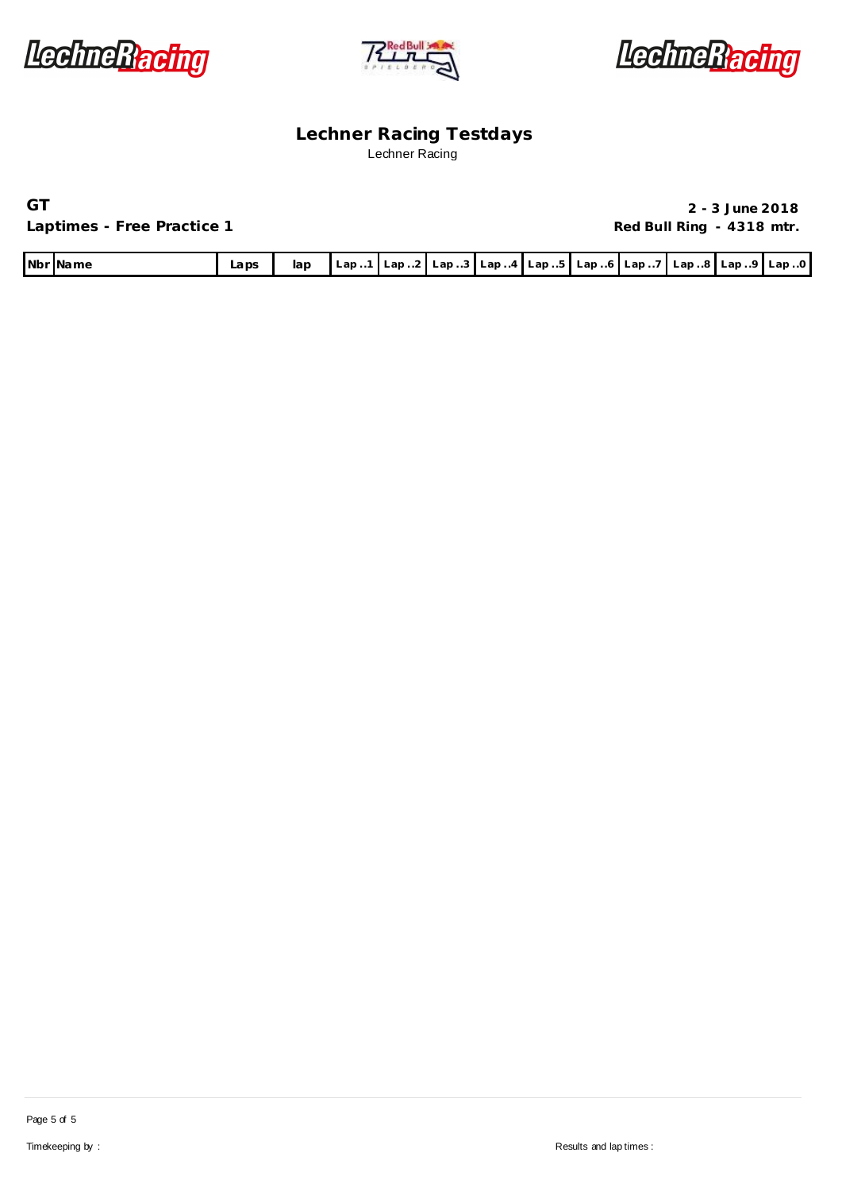# Lechner Racing Testdays

Lechner Racing

**GT**

**Laptimes - Free Practice 1**

**2 - 3 June 2018**

**Red Bull Ring - 4318 mtr.**

| Nbr | Name | Laps | lap | Lap ..1 | Lap ..2 | Lap ..3 | Lap ..4 | Lap ..5 | Lap ..6 | Lap ..7 | Lap ..8 | Lap ..9 | Lap ..0 |
|---|---|---|---|---|---|---|---|---|---|---|---|---|---|

Timekeeping by :

Results and lap times :